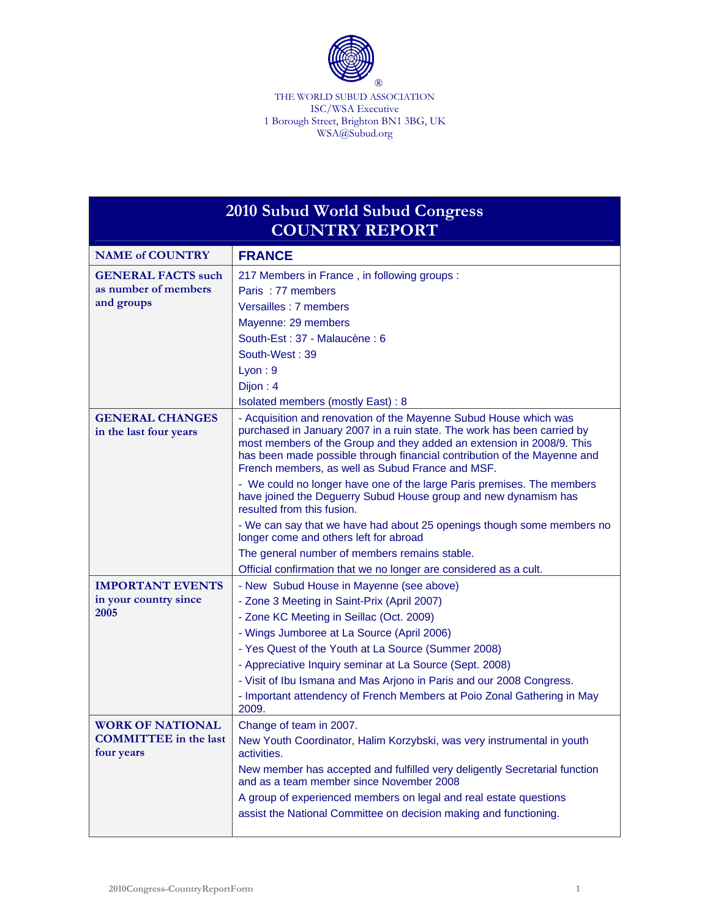THE WORLD SUBUD ASSOCIATION
ISC/WSA Executive
1 Borough Street, Brighton BN1 3BG, UK
WSA@Subud.org

# 2010 Subud World Subud Congress
# COUNTRY REPORT

| NAME of COUNTRY | FRANCE |
|---|---|
| GENERAL FACTS such as number of members and groups | 217 Members in France , in following groups :<br>Paris : 77 members<br>Versailles : 7 members<br>Mayenne: 29 members<br>South-Est : 37 - Malaucène : 6<br>South-West : 39<br>Lyon : 9<br>Dijon : 4<br>Isolated members (mostly East) : 8 |
| GENERAL CHANGES in the last four years | - Acquisition and renovation of the Mayenne Subud House which was purchased in January 2007 in a ruin state. The work has been carried by most members of the Group and they added an extension in 2008/9. This has been made possible through financial contribution of the Mayenne and French members, as well as Subud France and MSF.<br>- We could no longer have one of the large Paris premises. The members have joined the Deguerry Subud House group and new dynamism has resulted from this fusion.<br>- We can say that we have had about 25 openings though some members no longer come and others left for abroad<br>The general number of members remains stable.<br>Official confirmation that we no longer are considered as a cult. |
| IMPORTANT EVENTS in your country since 2005 | - New Subud House in Mayenne (see above)<br>- Zone 3 Meeting in Saint-Prix (April 2007)<br>- Zone KC Meeting in Seillac (Oct. 2009)<br>- Wings Jumboree at La Source (April 2006)<br>- Yes Quest of the Youth at La Source (Summer 2008)<br>- Appreciative Inquiry seminar at La Source (Sept. 2008)<br>- Visit of Ibu Ismana and Mas Arjono in Paris and our 2008 Congress.<br>- Important attendency of French Members at Poio Zonal Gathering in May 2009. |
| WORK OF NATIONAL COMMITTEE in the last four years | Change of team in 2007.<br>New Youth Coordinator, Halim Korzybski, was very instrumental in youth activities.<br>New member has accepted and fulfilled very deligently Secretarial function and as a team member since November 2008<br>A group of experienced members on legal and real estate questions<br>assist the National Committee on decision making and functioning. |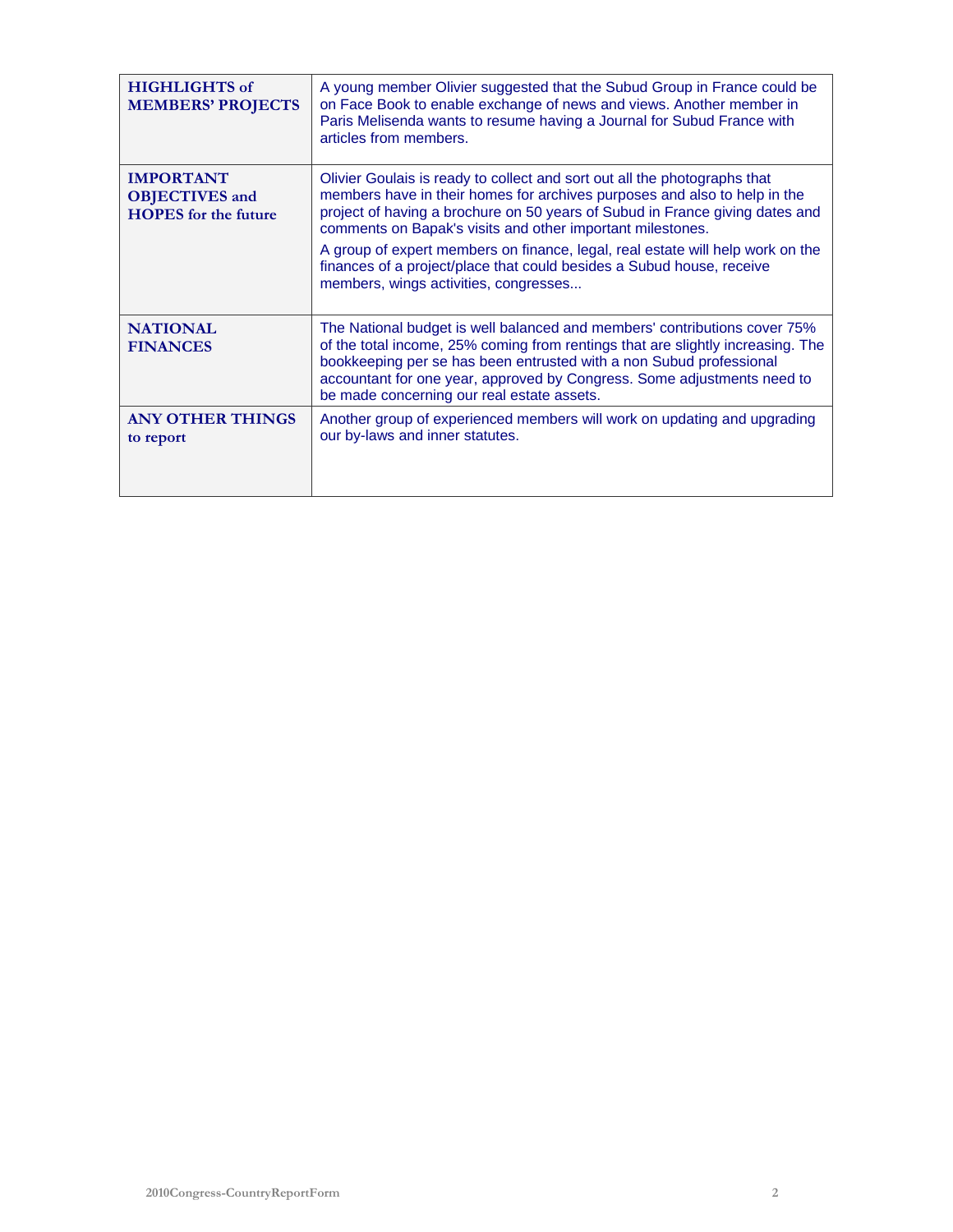| | |
|---|---|
| **HIGHLIGHTS of MEMBERS' PROJECTS** | A young member Olivier suggested that the Subud Group in France could be on Face Book to enable exchange of news and views. Another member in Paris Melisenda wants to resume having a Journal for Subud France with articles from members. |
| **IMPORTANT OBJECTIVES and HOPES for the future** | Olivier Goulais is ready to collect and sort out all the photographs that members have in their homes for archives purposes and also to help in the project of having a brochure on 50 years of Subud in France giving dates and comments on Bapak's visits and other important milestones.<br>A group of expert members on finance, legal, real estate will help work on the finances of a project/place that could besides a Subud house, receive members, wings activities, congresses... |
| **NATIONAL FINANCES** | The National budget is well balanced and members' contributions cover 75% of the total income, 25% coming from rentings that are slightly increasing. The bookkeeping per se has been entrusted with a non Subud professional accountant for one year, approved by Congress. Some adjustments need to be made concerning our real estate assets. |
| **ANY OTHER THINGS to report** | Another group of experienced members will work on updating and upgrading our by-laws and inner statutes. |